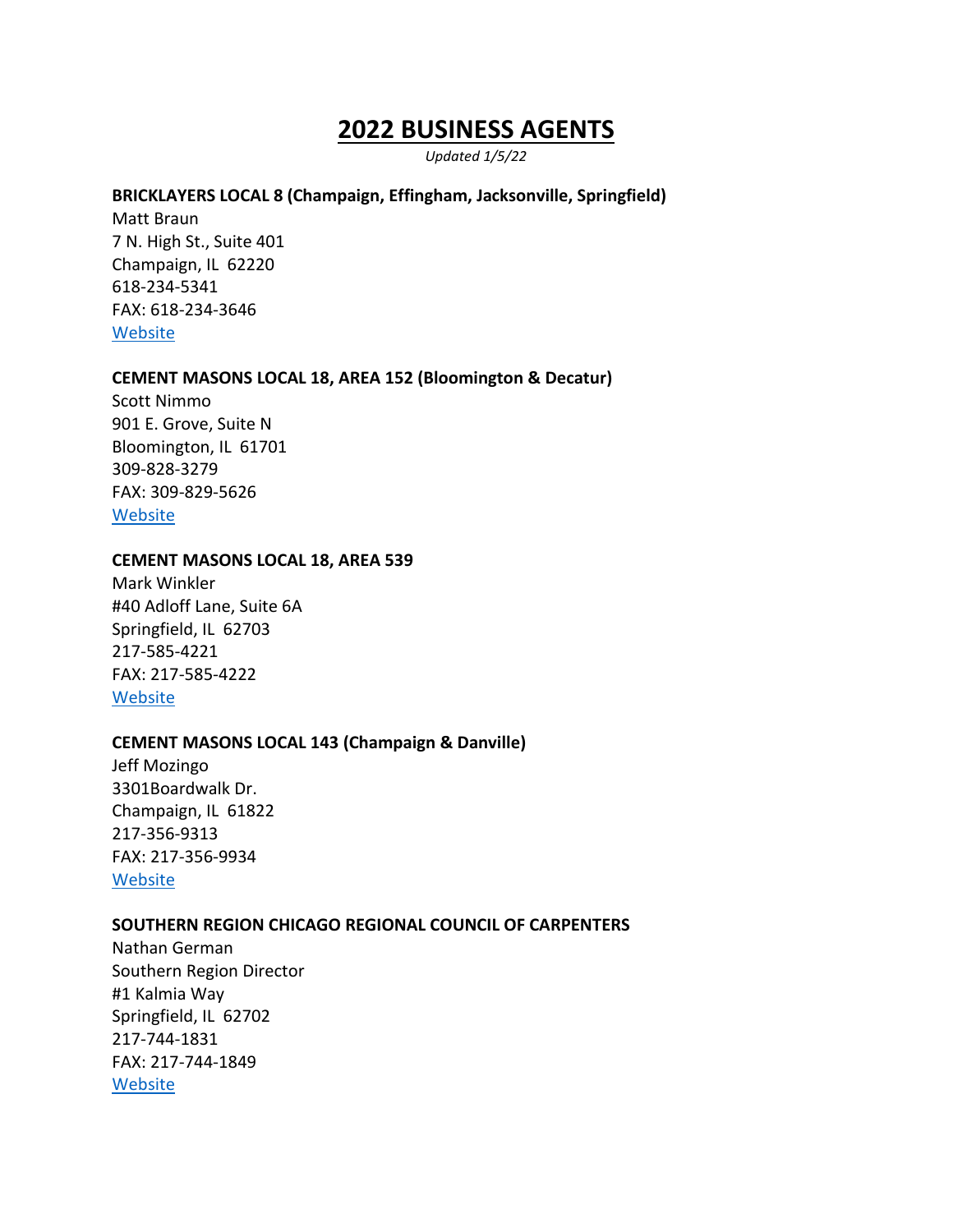# 2022 BUSINESS AGENTS

*Updated 1/5/22*

**BRICKLAYERS LOCAL 8 (Champaign, Effingham, Jacksonville, Springfield)**
Matt Braun
7 N. High St., Suite 401
Champaign, IL 62220
618-234-5341
FAX: 618-234-3646
Website

**CEMENT MASONS LOCAL 18, AREA 152 (Bloomington & Decatur)**
Scott Nimmo
901 E. Grove, Suite N
Bloomington, IL 61701
309-828-3279
FAX: 309-829-5626
Website

**CEMENT MASONS LOCAL 18, AREA 539**
Mark Winkler
#40 Adloff Lane, Suite 6A
Springfield, IL 62703
217-585-4221
FAX: 217-585-4222
Website

**CEMENT MASONS LOCAL 143 (Champaign & Danville)**
Jeff Mozingo
3301Boardwalk Dr.
Champaign, IL 61822
217-356-9313
FAX: 217-356-9934
Website

**SOUTHERN REGION CHICAGO REGIONAL COUNCIL OF CARPENTERS**
Nathan German
Southern Region Director
#1 Kalmia Way
Springfield, IL 62702
217-744-1831
FAX: 217-744-1849
Website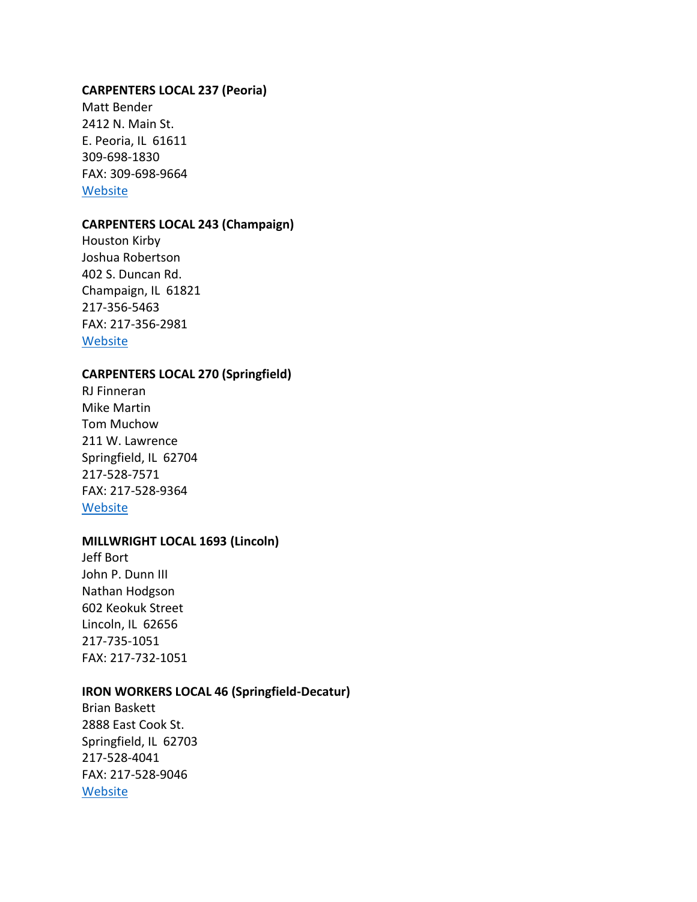**CARPENTERS LOCAL 237 (Peoria)**
Matt Bender
2412 N. Main St.
E. Peoria, IL  61611
309-698-1830
FAX: 309-698-9664
Website

**CARPENTERS LOCAL 243 (Champaign)**
Houston Kirby
Joshua Robertson
402 S. Duncan Rd.
Champaign, IL  61821
217-356-5463
FAX: 217-356-2981
Website

**CARPENTERS LOCAL 270 (Springfield)**
RJ Finneran
Mike Martin
Tom Muchow
211 W. Lawrence
Springfield, IL  62704
217-528-7571
FAX: 217-528-9364
Website

**MILLWRIGHT LOCAL 1693 (Lincoln)**
Jeff Bort
John P. Dunn III
Nathan Hodgson
602 Keokuk Street
Lincoln, IL  62656
217-735-1051
FAX: 217-732-1051

**IRON WORKERS LOCAL 46 (Springfield-Decatur)**
Brian Baskett
2888 East Cook St.
Springfield, IL  62703
217-528-4041
FAX: 217-528-9046
Website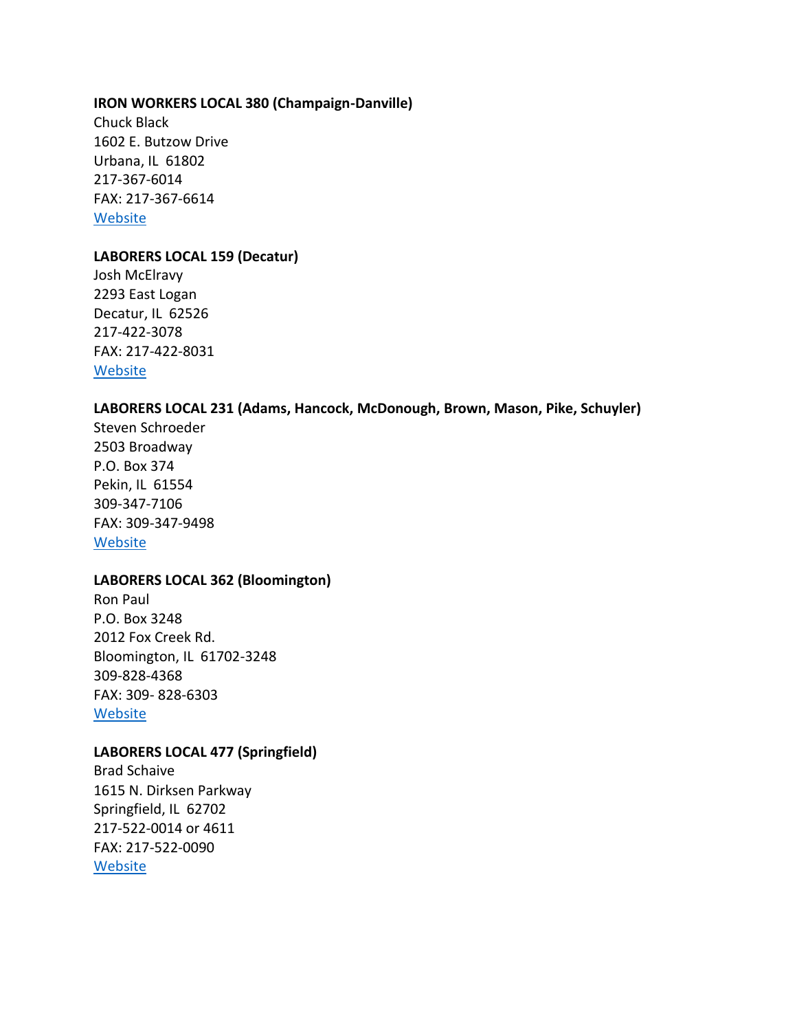**IRON WORKERS LOCAL 380 (Champaign-Danville)**
Chuck Black
1602 E. Butzow Drive
Urbana, IL 61802
217-367-6014
FAX: 217-367-6614
Website

**LABORERS LOCAL 159 (Decatur)**
Josh McElravy
2293 East Logan
Decatur, IL 62526
217-422-3078
FAX: 217-422-8031
Website

**LABORERS LOCAL 231 (Adams, Hancock, McDonough, Brown, Mason, Pike, Schuyler)**
Steven Schroeder
2503 Broadway
P.O. Box 374
Pekin, IL 61554
309-347-7106
FAX: 309-347-9498
Website

**LABORERS LOCAL 362 (Bloomington)**
Ron Paul
P.O. Box 3248
2012 Fox Creek Rd.
Bloomington, IL 61702-3248
309-828-4368
FAX: 309- 828-6303
Website

**LABORERS LOCAL 477 (Springfield)**
Brad Schaive
1615 N. Dirksen Parkway
Springfield, IL 62702
217-522-0014 or 4611
FAX: 217-522-0090
Website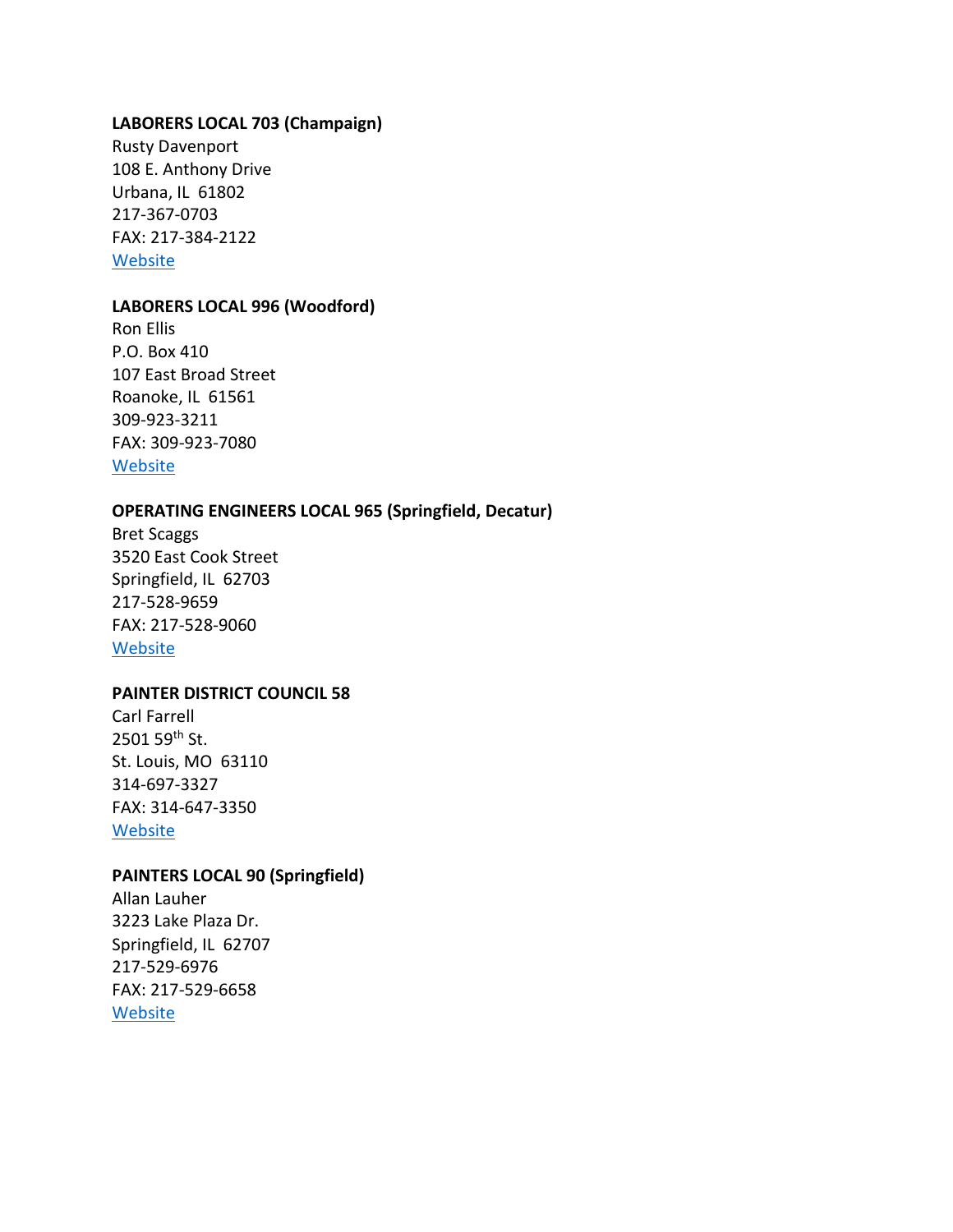**LABORERS LOCAL 703 (Champaign)**
Rusty Davenport
108 E. Anthony Drive
Urbana, IL 61802
217-367-0703
FAX: 217-384-2122
Website

**LABORERS LOCAL 996 (Woodford)**
Ron Ellis
P.O. Box 410
107 East Broad Street
Roanoke, IL 61561
309-923-3211
FAX: 309-923-7080
Website

**OPERATING ENGINEERS LOCAL 965 (Springfield, Decatur)**
Bret Scaggs
3520 East Cook Street
Springfield, IL 62703
217-528-9659
FAX: 217-528-9060
Website

**PAINTER DISTRICT COUNCIL 58**
Carl Farrell
2501 59th St.
St. Louis, MO 63110
314-697-3327
FAX: 314-647-3350
Website

**PAINTERS LOCAL 90 (Springfield)**
Allan Lauher
3223 Lake Plaza Dr.
Springfield, IL 62707
217-529-6976
FAX: 217-529-6658
Website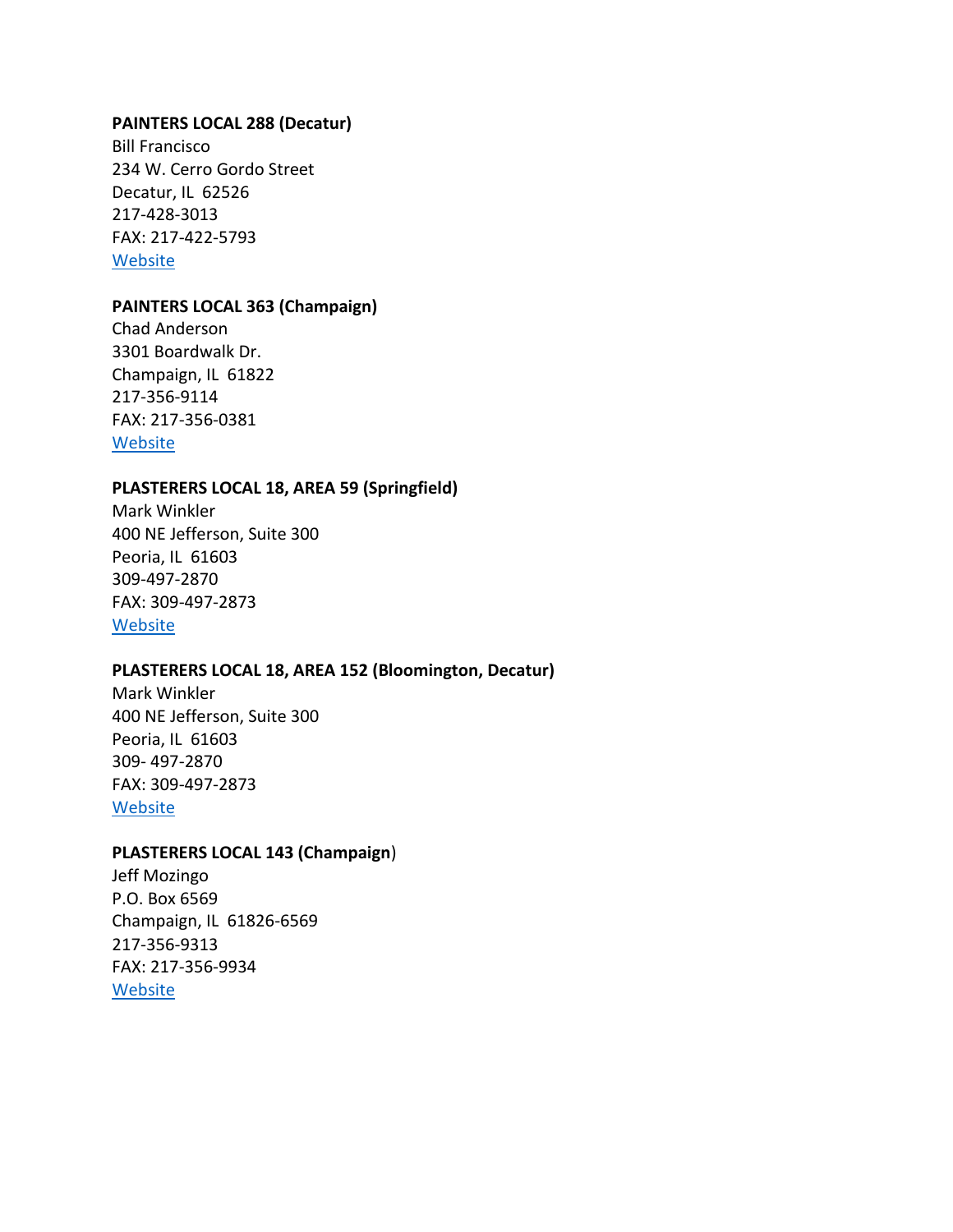**PAINTERS LOCAL 288 (Decatur)**
Bill Francisco
234 W. Cerro Gordo Street
Decatur, IL  62526
217-428-3013
FAX: 217-422-5793
Website

**PAINTERS LOCAL 363 (Champaign)**
Chad Anderson
3301 Boardwalk Dr.
Champaign, IL  61822
217-356-9114
FAX: 217-356-0381
Website

**PLASTERERS LOCAL 18, AREA 59 (Springfield)**
Mark Winkler
400 NE Jefferson, Suite 300
Peoria, IL  61603
309-497-2870
FAX: 309-497-2873
Website

**PLASTERERS LOCAL 18, AREA 152 (Bloomington, Decatur)**
Mark Winkler
400 NE Jefferson, Suite 300
Peoria, IL  61603
309- 497-2870
FAX: 309-497-2873
Website

**PLASTERERS LOCAL 143 (Champaign**)
Jeff Mozingo
P.O. Box 6569
Champaign, IL  61826-6569
217-356-9313
FAX: 217-356-9934
Website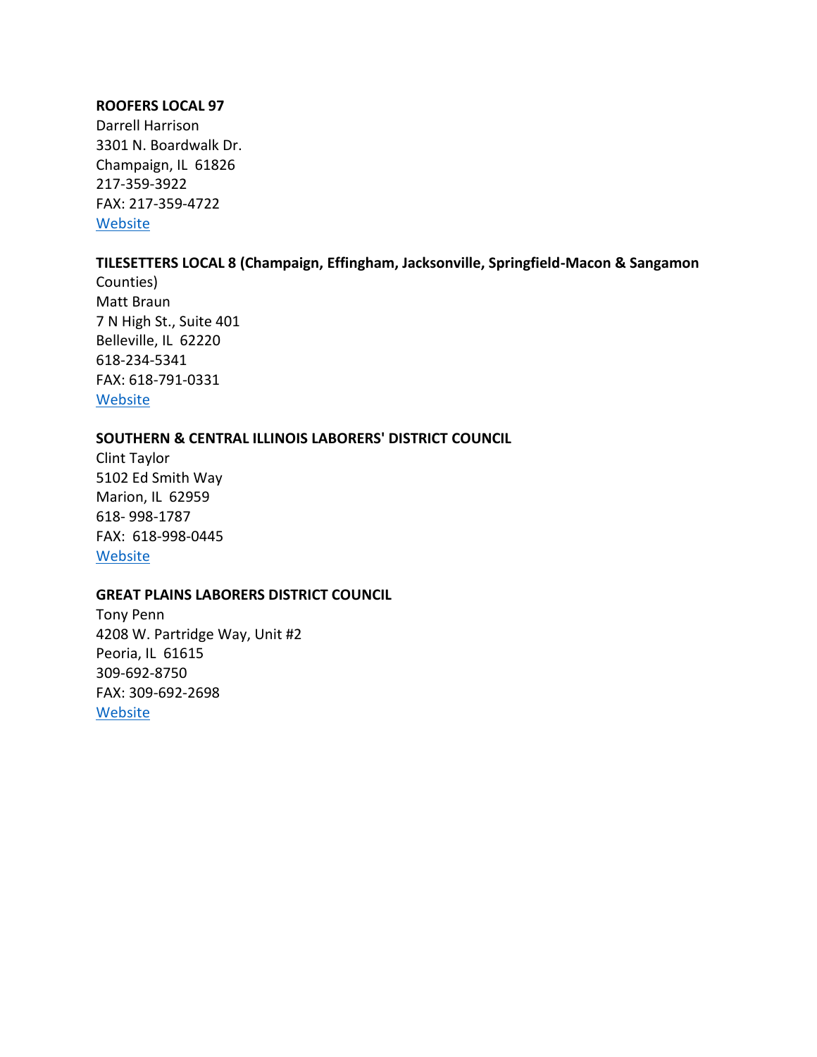**ROOFERS LOCAL 97**
Darrell Harrison
3301 N. Boardwalk Dr.
Champaign, IL 61826
217-359-3922
FAX: 217-359-4722
Website

**TILESETTERS LOCAL 8 (Champaign, Effingham, Jacksonville, Springfield-Macon & Sangamon** Counties)
Matt Braun
7 N High St., Suite 401
Belleville, IL 62220
618-234-5341
FAX: 618-791-0331
Website

**SOUTHERN & CENTRAL ILLINOIS LABORERS' DISTRICT COUNCIL**
Clint Taylor
5102 Ed Smith Way
Marion, IL 62959
618- 998-1787
FAX: 618-998-0445
Website

**GREAT PLAINS LABORERS DISTRICT COUNCIL**
Tony Penn
4208 W. Partridge Way, Unit #2
Peoria, IL 61615
309-692-8750
FAX: 309-692-2698
Website